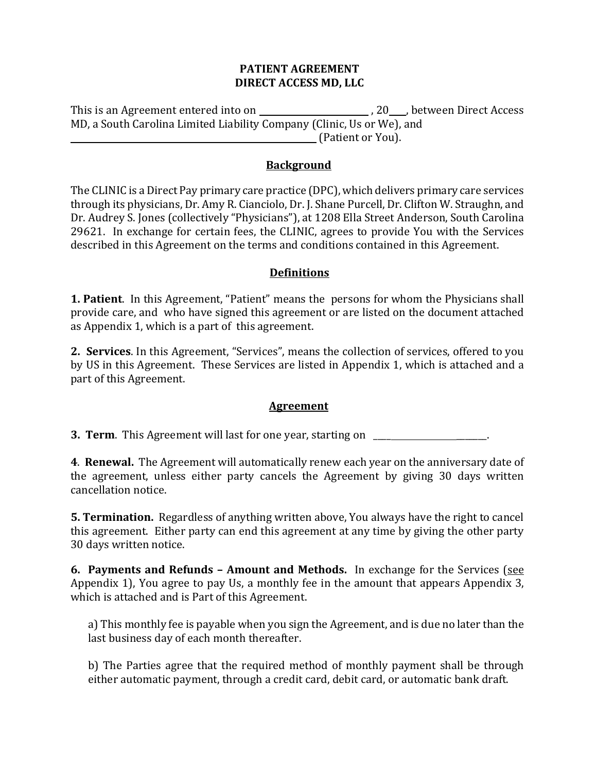# PATIENT AGREEMENT
# DIRECT ACCESS MD, LLC

This is an Agreement entered into on _______________________ , 20___, between Direct Access MD, a South Carolina Limited Liability Company (Clinic, Us or We), and _______________________________________________________ (Patient or You).

## Background

The CLINIC is a Direct Pay primary care practice (DPC), which delivers primary care services through its physicians, Dr. Amy R. Cianciolo, Dr. J. Shane Purcell, Dr. Clifton W. Straughn, and Dr. Audrey S. Jones (collectively "Physicians"), at 1208 Ella Street Anderson, South Carolina 29621. In exchange for certain fees, the CLINIC, agrees to provide You with the Services described in this Agreement on the terms and conditions contained in this Agreement.

## Definitions

**1. Patient**. In this Agreement, "Patient" means the persons for whom the Physicians shall provide care, and who have signed this agreement or are listed on the document attached as Appendix 1, which is a part of this agreement.

**2. Services**. In this Agreement, "Services", means the collection of services, offered to you by US in this Agreement. These Services are listed in Appendix 1, which is attached and a part of this Agreement.

## Agreement

**3. Term**. This Agreement will last for one year, starting on ______________________________.

**4**. **Renewal.** The Agreement will automatically renew each year on the anniversary date of the agreement, unless either party cancels the Agreement by giving 30 days written cancellation notice.

**5. Termination.** Regardless of anything written above, You always have the right to cancel this agreement. Either party can end this agreement at any time by giving the other party 30 days written notice.

**6. Payments and Refunds – Amount and Methods.** In exchange for the Services (see Appendix 1), You agree to pay Us, a monthly fee in the amount that appears Appendix 3, which is attached and is Part of this Agreement.

a) This monthly fee is payable when you sign the Agreement, and is due no later than the last business day of each month thereafter.

b) The Parties agree that the required method of monthly payment shall be through either automatic payment, through a credit card, debit card, or automatic bank draft.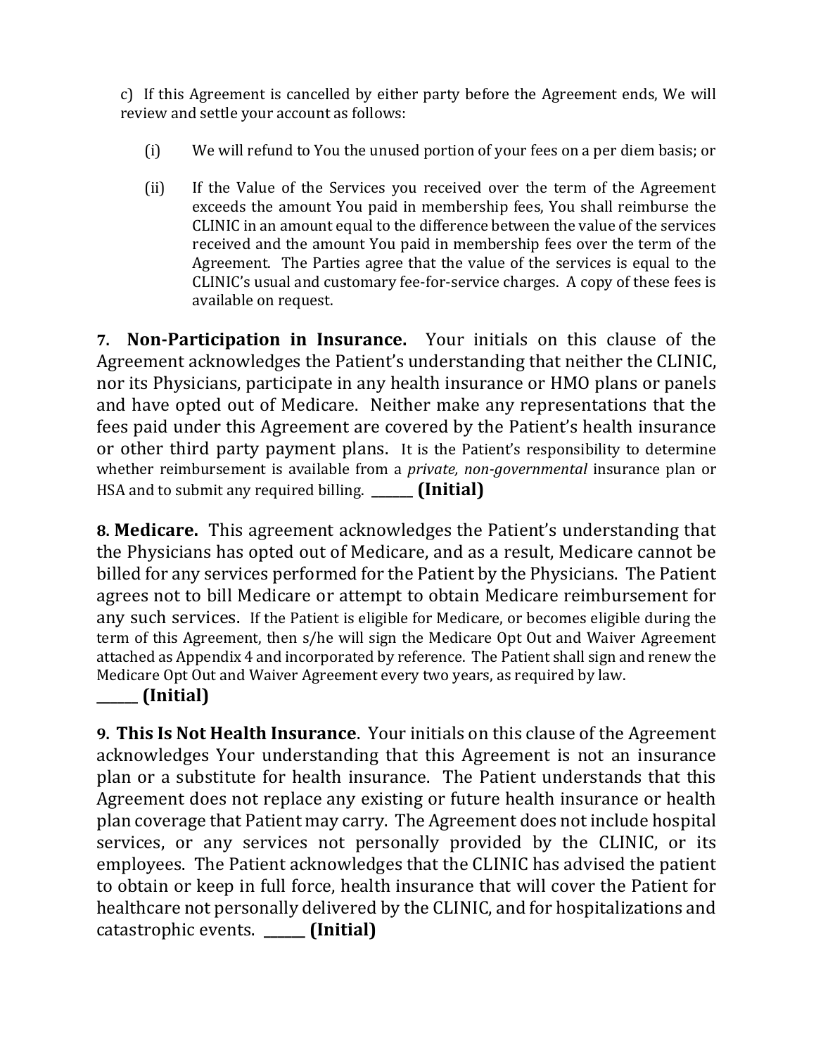c) If this Agreement is cancelled by either party before the Agreement ends, We will review and settle your account as follows:

(i) We will refund to You the unused portion of your fees on a per diem basis; or

(ii) If the Value of the Services you received over the term of the Agreement exceeds the amount You paid in membership fees, You shall reimburse the CLINIC in an amount equal to the difference between the value of the services received and the amount You paid in membership fees over the term of the Agreement. The Parties agree that the value of the services is equal to the CLINIC's usual and customary fee-for-service charges. A copy of these fees is available on request.

**7. Non-Participation in Insurance.** Your initials on this clause of the Agreement acknowledges the Patient's understanding that neither the CLINIC, nor its Physicians, participate in any health insurance or HMO plans or panels and have opted out of Medicare. Neither make any representations that the fees paid under this Agreement are covered by the Patient's health insurance or other third party payment plans. It is the Patient's responsibility to determine whether reimbursement is available from a *private, non-governmental* insurance plan or HSA and to submit any required billing. ______ **(Initial)**

**8. Medicare.** This agreement acknowledges the Patient's understanding that the Physicians has opted out of Medicare, and as a result, Medicare cannot be billed for any services performed for the Patient by the Physicians. The Patient agrees not to bill Medicare or attempt to obtain Medicare reimbursement for any such services. If the Patient is eligible for Medicare, or becomes eligible during the term of this Agreement, then s/he will sign the Medicare Opt Out and Waiver Agreement attached as Appendix 4 and incorporated by reference. The Patient shall sign and renew the Medicare Opt Out and Waiver Agreement every two years, as required by law.
______ **(Initial)**

**9. This Is Not Health Insurance**. Your initials on this clause of the Agreement acknowledges Your understanding that this Agreement is not an insurance plan or a substitute for health insurance. The Patient understands that this Agreement does not replace any existing or future health insurance or health plan coverage that Patient may carry. The Agreement does not include hospital services, or any services not personally provided by the CLINIC, or its employees. The Patient acknowledges that the CLINIC has advised the patient to obtain or keep in full force, health insurance that will cover the Patient for healthcare not personally delivered by the CLINIC, and for hospitalizations and catastrophic events. ______ **(Initial)**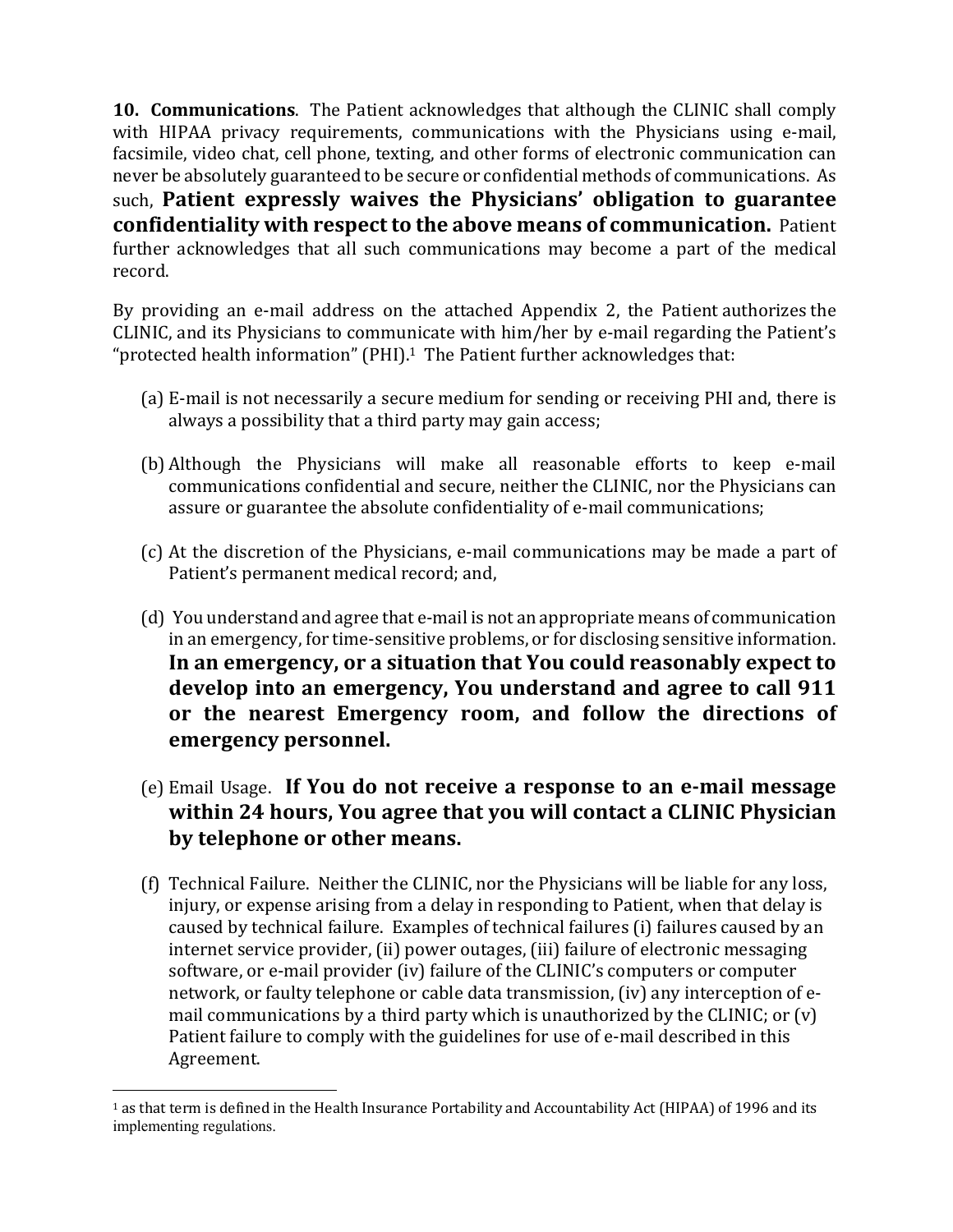**10. Communications**. The Patient acknowledges that although the CLINIC shall comply with HIPAA privacy requirements, communications with the Physicians using e-mail, facsimile, video chat, cell phone, texting, and other forms of electronic communication can never be absolutely guaranteed to be secure or confidential methods of communications. As such, **Patient expressly waives the Physicians' obligation to guarantee confidentiality with respect to the above means of communication.** Patient further acknowledges that all such communications may become a part of the medical record.

By providing an e-mail address on the attached Appendix 2, the Patient authorizes the CLINIC, and its Physicians to communicate with him/her by e-mail regarding the Patient's "protected health information" (PHI).[1] The Patient further acknowledges that:

(a) E-mail is not necessarily a secure medium for sending or receiving PHI and, there is always a possibility that a third party may gain access;

(b) Although the Physicians will make all reasonable efforts to keep e-mail communications confidential and secure, neither the CLINIC, nor the Physicians can assure or guarantee the absolute confidentiality of e-mail communications;

(c) At the discretion of the Physicians, e-mail communications may be made a part of Patient's permanent medical record; and,

(d) You understand and agree that e-mail is not an appropriate means of communication in an emergency, for time-sensitive problems, or for disclosing sensitive information. **In an emergency, or a situation that You could reasonably expect to develop into an emergency, You understand and agree to call 911 or the nearest Emergency room, and follow the directions of emergency personnel.**

(e) Email Usage. **If You do not receive a response to an e-mail message within 24 hours, You agree that you will contact a CLINIC Physician by telephone or other means.**

(f) Technical Failure. Neither the CLINIC, nor the Physicians will be liable for any loss, injury, or expense arising from a delay in responding to Patient, when that delay is caused by technical failure. Examples of technical failures (i) failures caused by an internet service provider, (ii) power outages, (iii) failure of electronic messaging software, or e-mail provider (iv) failure of the CLINIC's computers or computer network, or faulty telephone or cable data transmission, (iv) any interception of e-mail communications by a third party which is unauthorized by the CLINIC; or (v) Patient failure to comply with the guidelines for use of e-mail described in this Agreement.

---

[1] as that term is defined in the Health Insurance Portability and Accountability Act (HIPAA) of 1996 and its implementing regulations.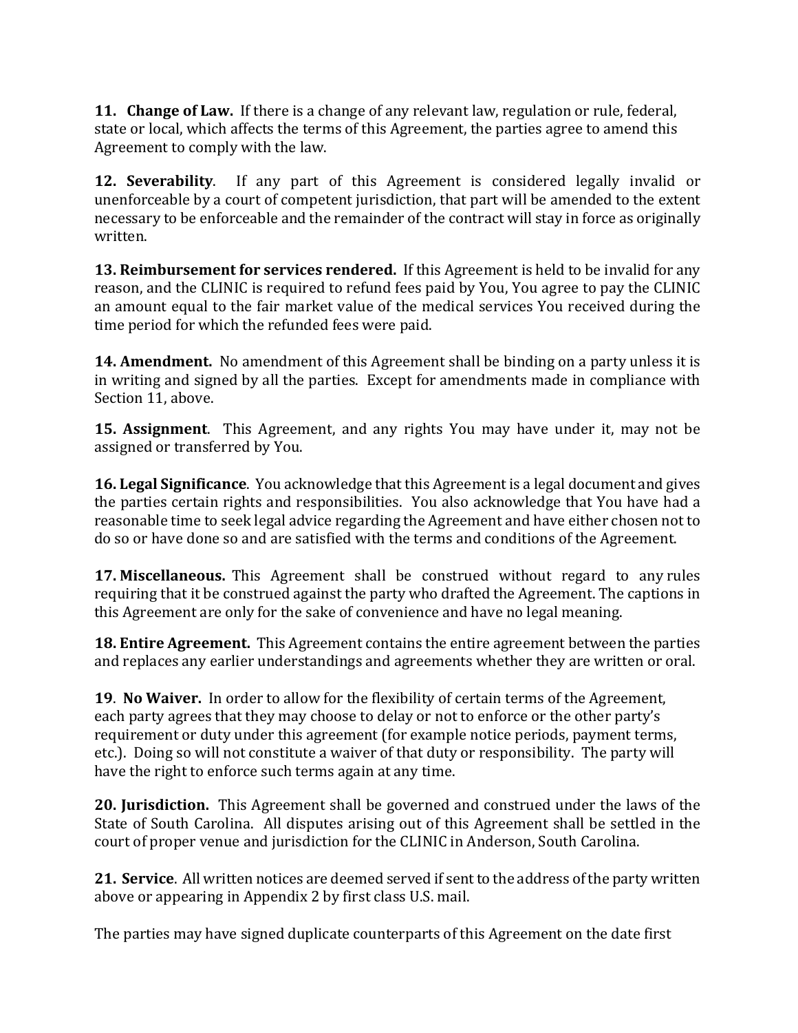**11. Change of Law.** If there is a change of any relevant law, regulation or rule, federal, state or local, which affects the terms of this Agreement, the parties agree to amend this Agreement to comply with the law.

**12. Severability**. If any part of this Agreement is considered legally invalid or unenforceable by a court of competent jurisdiction, that part will be amended to the extent necessary to be enforceable and the remainder of the contract will stay in force as originally written.

**13. Reimbursement for services rendered.** If this Agreement is held to be invalid for any reason, and the CLINIC is required to refund fees paid by You, You agree to pay the CLINIC an amount equal to the fair market value of the medical services You received during the time period for which the refunded fees were paid.

**14. Amendment.** No amendment of this Agreement shall be binding on a party unless it is in writing and signed by all the parties. Except for amendments made in compliance with Section 11, above.

**15. Assignment**. This Agreement, and any rights You may have under it, may not be assigned or transferred by You.

**16. Legal Significance**. You acknowledge that this Agreement is a legal document and gives the parties certain rights and responsibilities. You also acknowledge that You have had a reasonable time to seek legal advice regarding the Agreement and have either chosen not to do so or have done so and are satisfied with the terms and conditions of the Agreement.

**17. Miscellaneous.** This Agreement shall be construed without regard to any rules requiring that it be construed against the party who drafted the Agreement. The captions in this Agreement are only for the sake of convenience and have no legal meaning.

**18. Entire Agreement.** This Agreement contains the entire agreement between the parties and replaces any earlier understandings and agreements whether they are written or oral.

**19**. **No Waiver.** In order to allow for the flexibility of certain terms of the Agreement, each party agrees that they may choose to delay or not to enforce or the other party's requirement or duty under this agreement (for example notice periods, payment terms, etc.). Doing so will not constitute a waiver of that duty or responsibility. The party will have the right to enforce such terms again at any time.

**20. Jurisdiction.** This Agreement shall be governed and construed under the laws of the State of South Carolina. All disputes arising out of this Agreement shall be settled in the court of proper venue and jurisdiction for the CLINIC in Anderson, South Carolina.

**21. Service**. All written notices are deemed served if sent to the address of the party written above or appearing in Appendix 2 by first class U.S. mail.

The parties may have signed duplicate counterparts of this Agreement on the date first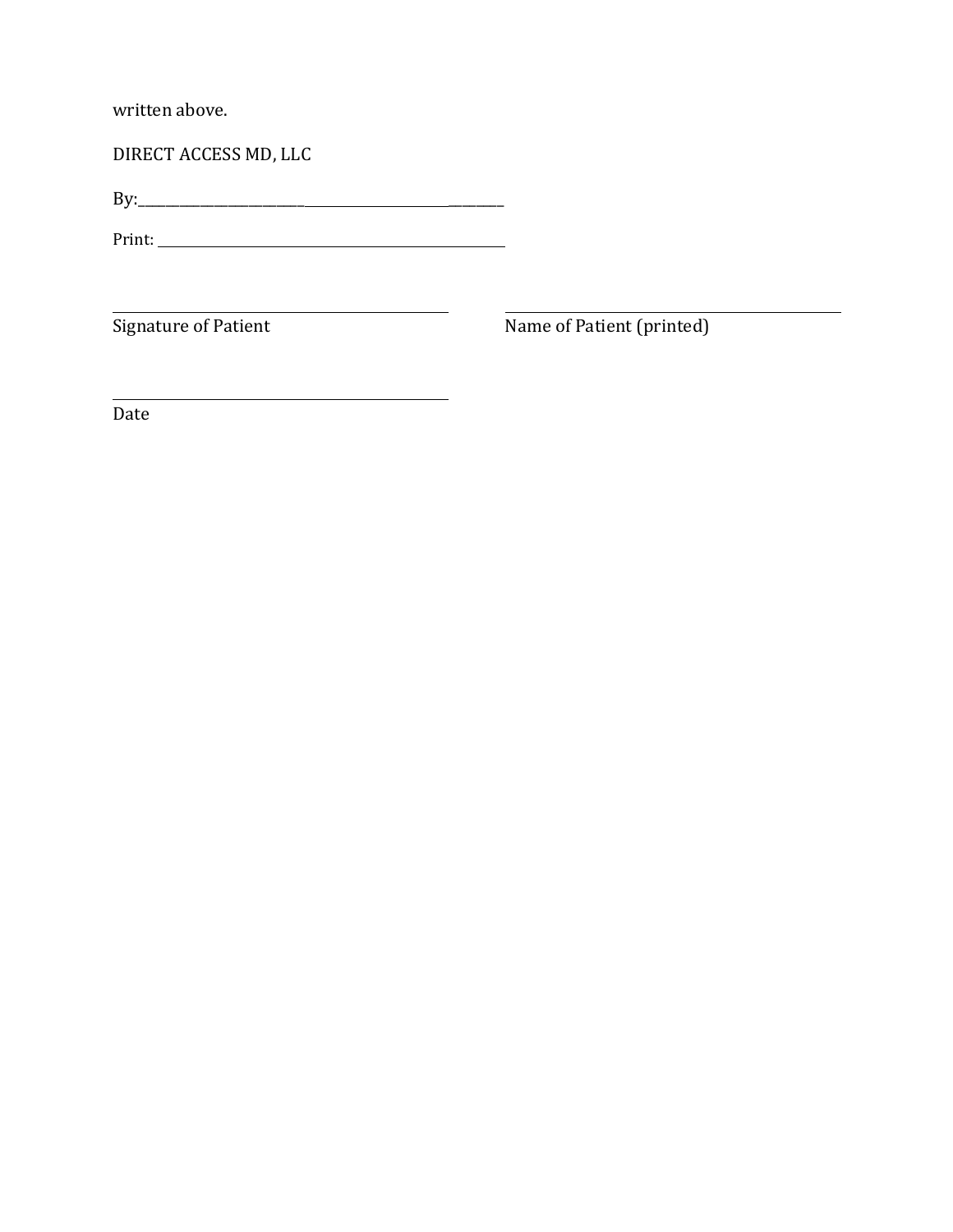written above.

DIRECT ACCESS MD, LLC

By:_______________________________________________

Print: _______________________________________________

_______________________________________________
Signature of Patient

_______________________________________________
Name of Patient (printed)

_______________________________________________
Date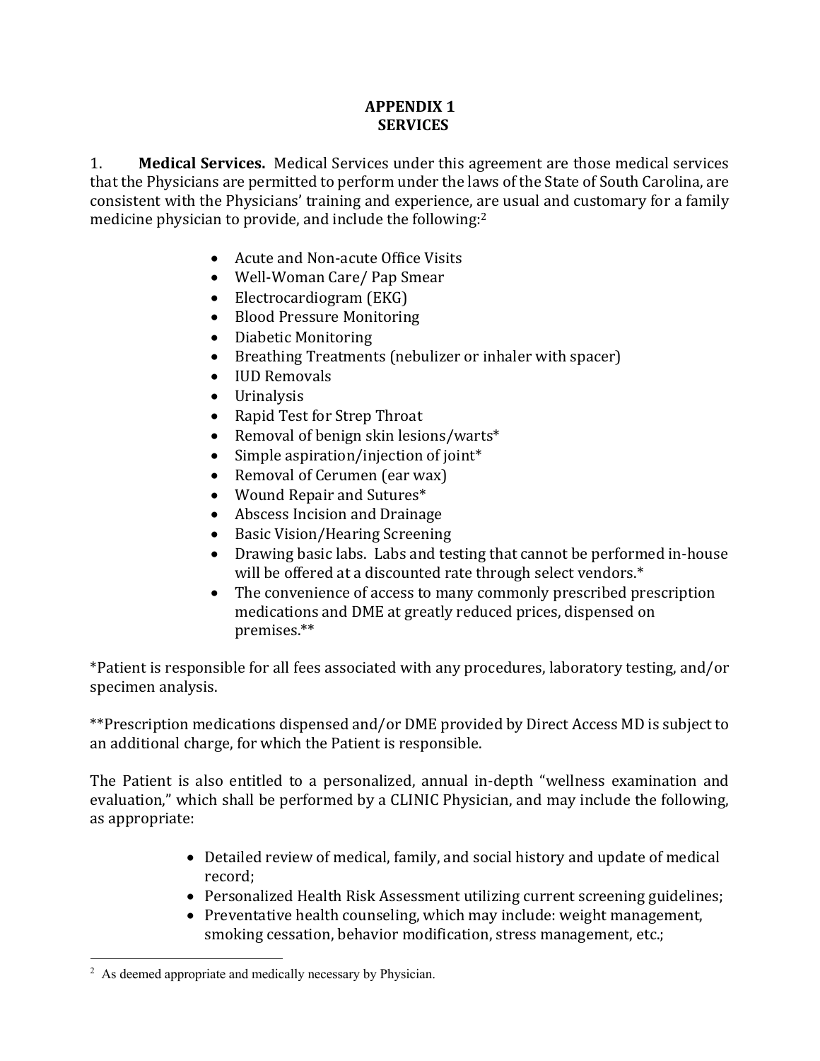# APPENDIX 1
# SERVICES

1. **Medical Services.** Medical Services under this agreement are those medical services that the Physicians are permitted to perform under the laws of the State of South Carolina, are consistent with the Physicians' training and experience, are usual and customary for a family medicine physician to provide, and include the following:[2]

- Acute and Non-acute Office Visits
- Well-Woman Care/ Pap Smear
- Electrocardiogram (EKG)
- Blood Pressure Monitoring
- Diabetic Monitoring
- Breathing Treatments (nebulizer or inhaler with spacer)
- IUD Removals
- Urinalysis
- Rapid Test for Strep Throat
- Removal of benign skin lesions/warts*
- Simple aspiration/injection of joint*
- Removal of Cerumen (ear wax)
- Wound Repair and Sutures*
- Abscess Incision and Drainage
- Basic Vision/Hearing Screening
- Drawing basic labs. Labs and testing that cannot be performed in-house will be offered at a discounted rate through select vendors.*
- The convenience of access to many commonly prescribed prescription medications and DME at greatly reduced prices, dispensed on premises.**

*Patient is responsible for all fees associated with any procedures, laboratory testing, and/or specimen analysis.

**Prescription medications dispensed and/or DME provided by Direct Access MD is subject to an additional charge, for which the Patient is responsible.

The Patient is also entitled to a personalized, annual in-depth "wellness examination and evaluation," which shall be performed by a CLINIC Physician, and may include the following, as appropriate:

- Detailed review of medical, family, and social history and update of medical record;
- Personalized Health Risk Assessment utilizing current screening guidelines;
- Preventative health counseling, which may include: weight management, smoking cessation, behavior modification, stress management, etc.;

[2] As deemed appropriate and medically necessary by Physician.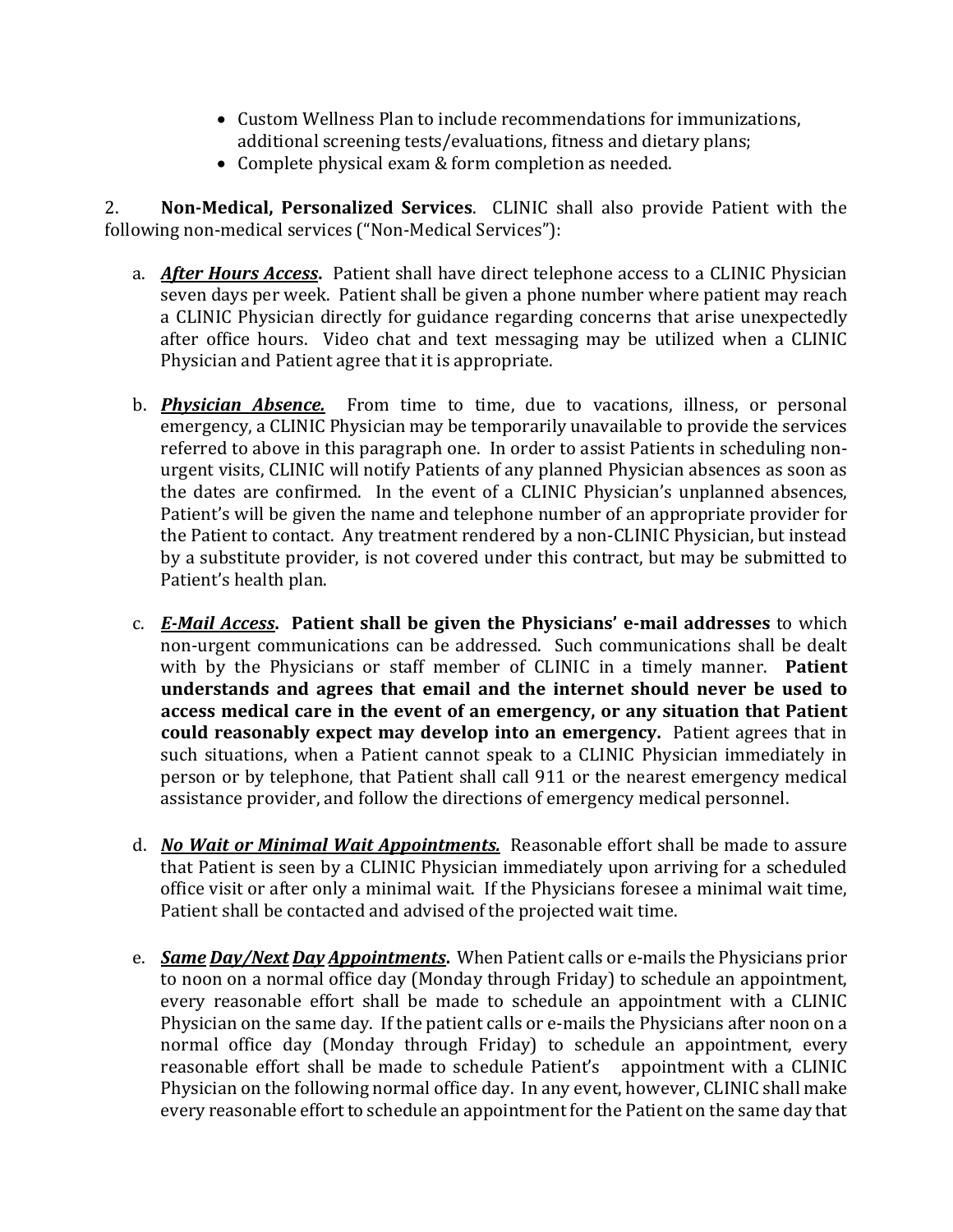- Custom Wellness Plan to include recommendations for immunizations, additional screening tests/evaluations, fitness and dietary plans;
- Complete physical exam & form completion as needed.

2. **Non-Medical, Personalized Services**. CLINIC shall also provide Patient with the following non-medical services ("Non-Medical Services"):

a. ***After Hours Access*.** Patient shall have direct telephone access to a CLINIC Physician seven days per week. Patient shall be given a phone number where patient may reach a CLINIC Physician directly for guidance regarding concerns that arise unexpectedly after office hours. Video chat and text messaging may be utilized when a CLINIC Physician and Patient agree that it is appropriate.

b. ***Physician Absence.*** From time to time, due to vacations, illness, or personal emergency, a CLINIC Physician may be temporarily unavailable to provide the services referred to above in this paragraph one. In order to assist Patients in scheduling non-urgent visits, CLINIC will notify Patients of any planned Physician absences as soon as the dates are confirmed. In the event of a CLINIC Physician's unplanned absences, Patient's will be given the name and telephone number of an appropriate provider for the Patient to contact. Any treatment rendered by a non-CLINIC Physician, but instead by a substitute provider, is not covered under this contract, but may be submitted to Patient's health plan.

c. ***E-Mail Access*. Patient shall be given the Physicians' e-mail addresses** to which non-urgent communications can be addressed. Such communications shall be dealt with by the Physicians or staff member of CLINIC in a timely manner. **Patient understands and agrees that email and the internet should never be used to access medical care in the event of an emergency, or any situation that Patient could reasonably expect may develop into an emergency.** Patient agrees that in such situations, when a Patient cannot speak to a CLINIC Physician immediately in person or by telephone, that Patient shall call 911 or the nearest emergency medical assistance provider, and follow the directions of emergency medical personnel.

d. ***No Wait or Minimal Wait Appointments.*** Reasonable effort shall be made to assure that Patient is seen by a CLINIC Physician immediately upon arriving for a scheduled office visit or after only a minimal wait. If the Physicians foresee a minimal wait time, Patient shall be contacted and advised of the projected wait time.

e. ***Same Day/Next Day Appointments*.** When Patient calls or e-mails the Physicians prior to noon on a normal office day (Monday through Friday) to schedule an appointment, every reasonable effort shall be made to schedule an appointment with a CLINIC Physician on the same day. If the patient calls or e-mails the Physicians after noon on a normal office day (Monday through Friday) to schedule an appointment, every reasonable effort shall be made to schedule Patient's appointment with a CLINIC Physician on the following normal office day. In any event, however, CLINIC shall make every reasonable effort to schedule an appointment for the Patient on the same day that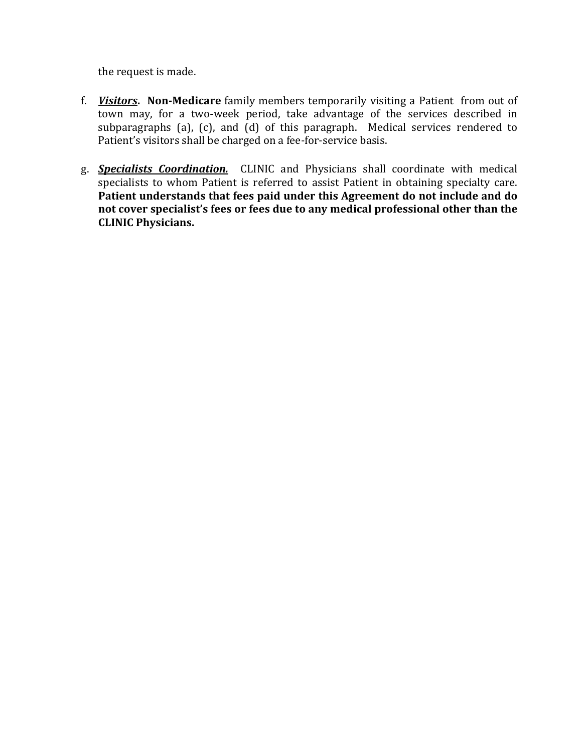the request is made.

f. ***Visitors*. Non-Medicare** family members temporarily visiting a Patient from out of town may, for a two-week period, take advantage of the services described in subparagraphs (a), (c), and (d) of this paragraph. Medical services rendered to Patient's visitors shall be charged on a fee-for-service basis.

g. ***Specialists Coordination.*** CLINIC and Physicians shall coordinate with medical specialists to whom Patient is referred to assist Patient in obtaining specialty care. **Patient understands that fees paid under this Agreement do not include and do not cover specialist's fees or fees due to any medical professional other than the CLINIC Physicians.**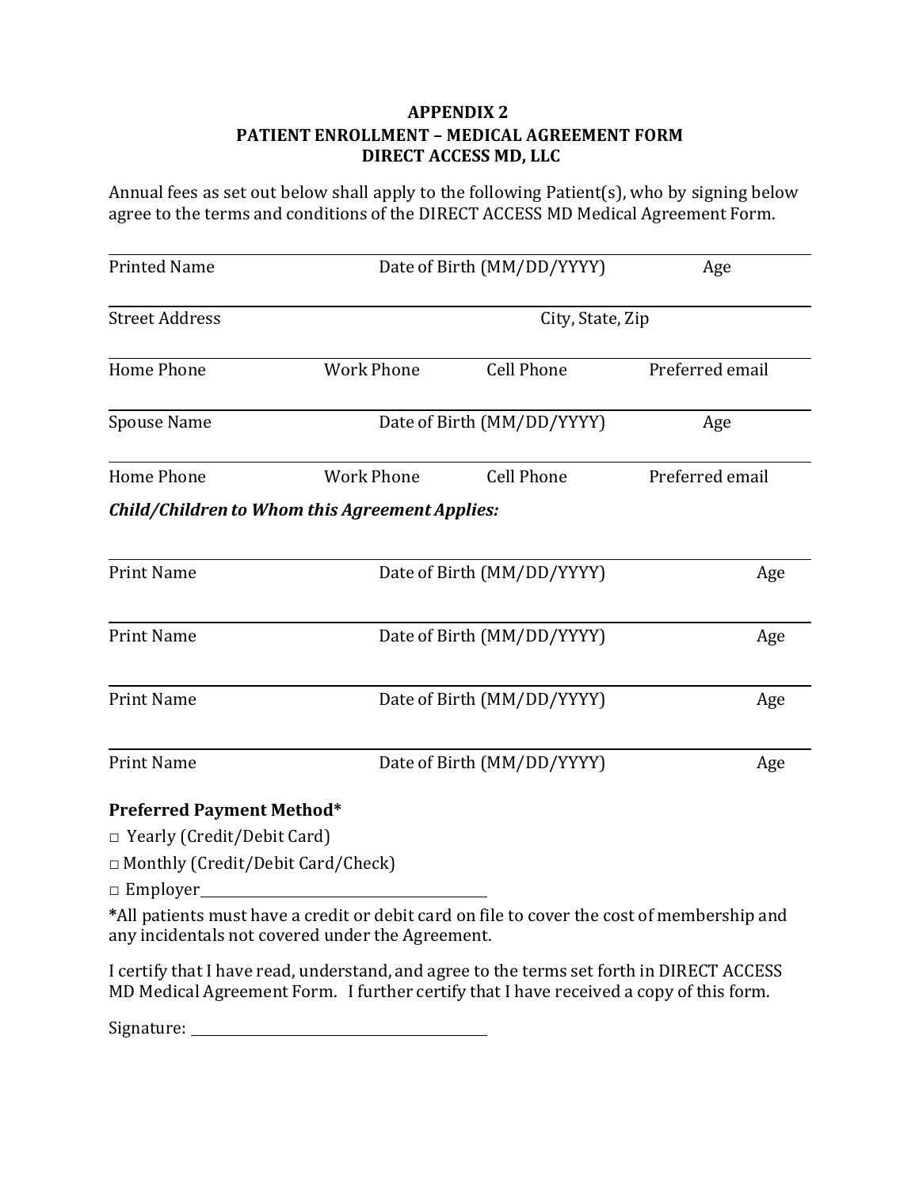**APPENDIX 2**
**PATIENT ENROLLMENT – MEDICAL AGREEMENT FORM**
**DIRECT ACCESS MD, LLC**

Annual fees as set out below shall apply to the following Patient(s), who by signing below agree to the terms and conditions of the DIRECT ACCESS MD Medical Agreement Form.

Printed Name Date of Birth (MM/DD/YYYY) Age

Street Address City, State, Zip

Home Phone Work Phone Cell Phone Preferred email

Spouse Name Date of Birth (MM/DD/YYYY) Age

Home Phone Work Phone Cell Phone Preferred email

***Child/Children to Whom this Agreement Applies:***

Print Name Date of Birth (MM/DD/YYYY) Age

Print Name Date of Birth (MM/DD/YYYY) Age

Print Name Date of Birth (MM/DD/YYYY) Age

Print Name Date of Birth (MM/DD/YYYY) Age

**Preferred Payment Method***

□ Yearly (Credit/Debit Card)

□ Monthly (Credit/Debit Card/Check)

□ Employer\_\_\_\_\_\_\_\_\_\_\_\_\_\_\_\_\_\_\_\_\_\_\_\_\_\_\_\_\_\_\_\_

***All patients must have a credit or debit card on file to cover the cost of membership and any incidentals not covered under the Agreement.**

I certify that I have read, understand, and agree to the terms set forth in DIRECT ACCESS MD Medical Agreement Form. I further certify that I have received a copy of this form.

Signature: \_\_\_\_\_\_\_\_\_\_\_\_\_\_\_\_\_\_\_\_\_\_\_\_\_\_\_\_\_\_\_\_\_\_\_\_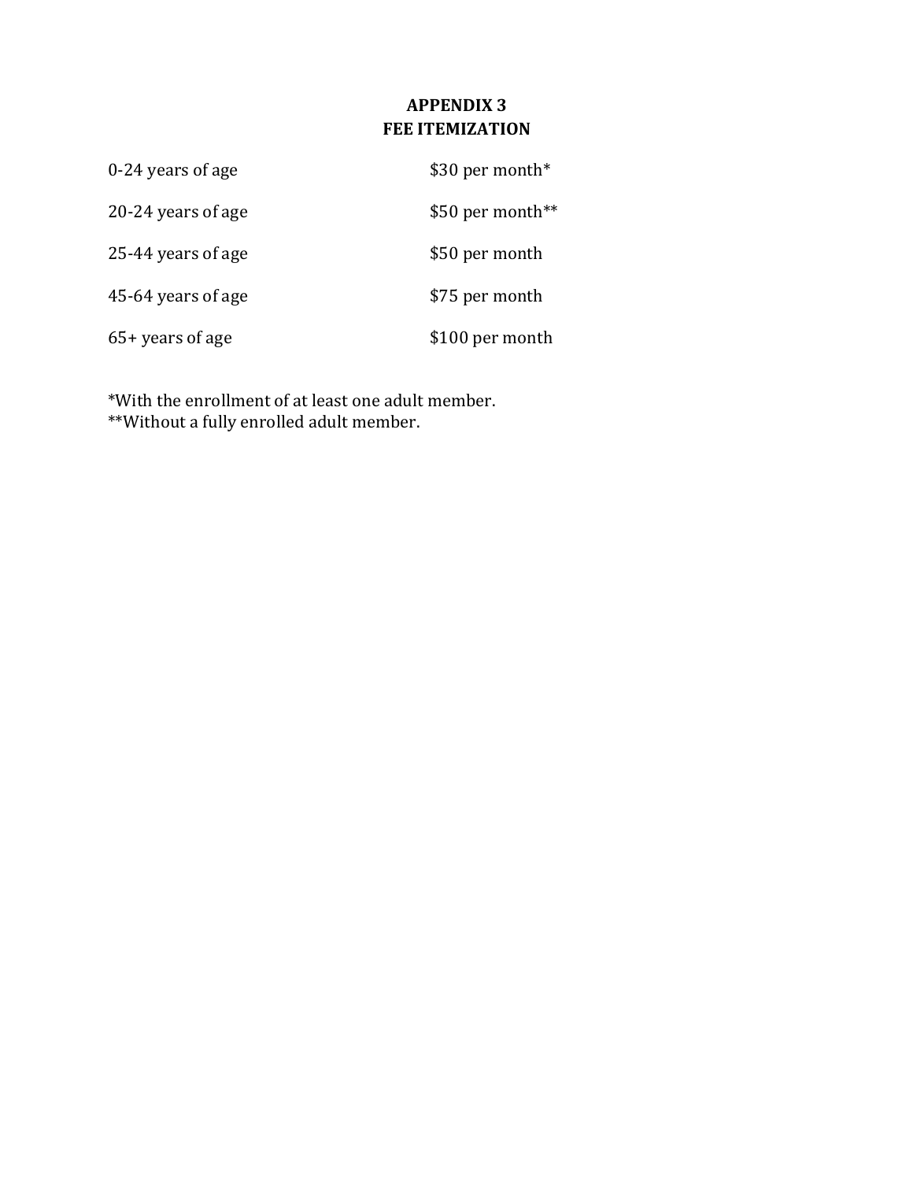# APPENDIX 3
## FEE ITEMIZATION

| | |
|---|---|
| 0-24 years of age | $30 per month* |
| 20-24 years of age | $50 per month** |
| 25-44 years of age | $50 per month |
| 45-64 years of age | $75 per month |
| 65+ years of age | $100 per month |

*With the enrollment of at least one adult member.
**Without a fully enrolled adult member.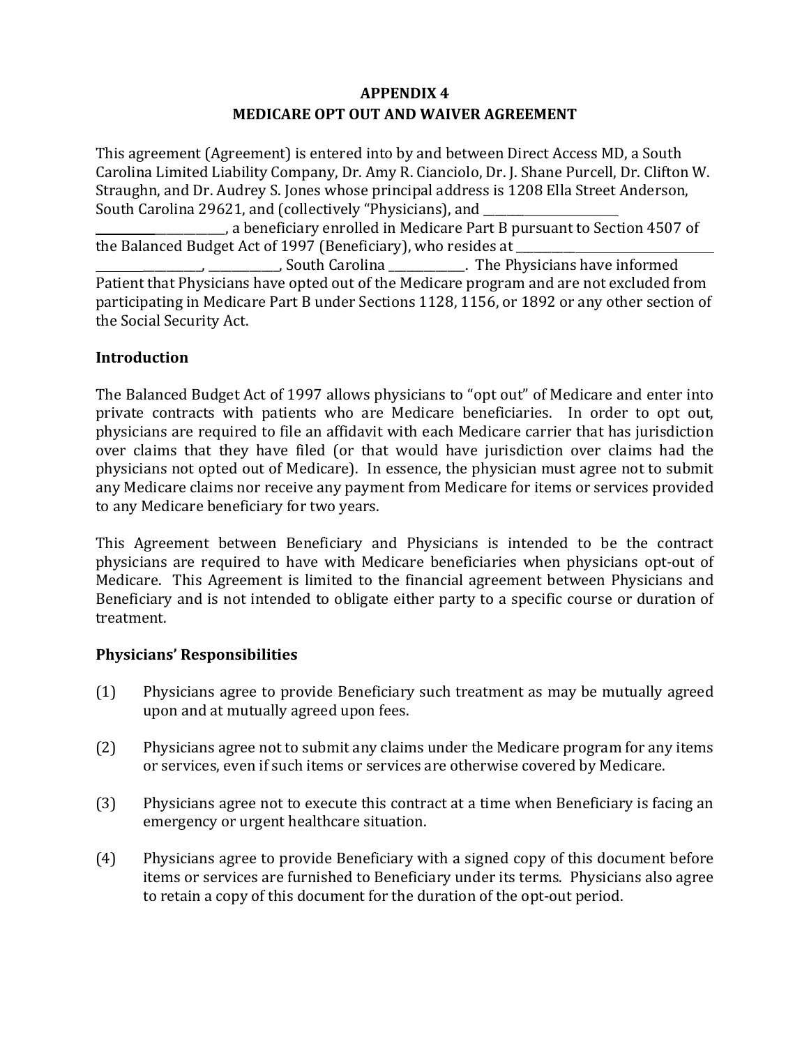**APPENDIX 4**
**MEDICARE OPT OUT AND WAIVER AGREEMENT**

This agreement (Agreement) is entered into by and between Direct Access MD, a South Carolina Limited Liability Company, Dr. Amy R. Cianciolo, Dr. J. Shane Purcell, Dr. Clifton W. Straughn, and Dr. Audrey S. Jones whose principal address is 1208 Ella Street Anderson, South Carolina 29621, and (collectively "Physicians), and ________________________ ________________________, a beneficiary enrolled in Medicare Part B pursuant to Section 4507 of the Balanced Budget Act of 1997 (Beneficiary), who resides at ________________________ ____________________, ____________, South Carolina _____________. The Physicians have informed Patient that Physicians have opted out of the Medicare program and are not excluded from participating in Medicare Part B under Sections 1128, 1156, or 1892 or any other section of the Social Security Act.

**Introduction**

The Balanced Budget Act of 1997 allows physicians to "opt out" of Medicare and enter into private contracts with patients who are Medicare beneficiaries. In order to opt out, physicians are required to file an affidavit with each Medicare carrier that has jurisdiction over claims that they have filed (or that would have jurisdiction over claims had the physicians not opted out of Medicare). In essence, the physician must agree not to submit any Medicare claims nor receive any payment from Medicare for items or services provided to any Medicare beneficiary for two years.

This Agreement between Beneficiary and Physicians is intended to be the contract physicians are required to have with Medicare beneficiaries when physicians opt-out of Medicare. This Agreement is limited to the financial agreement between Physicians and Beneficiary and is not intended to obligate either party to a specific course or duration of treatment.

**Physicians' Responsibilities**

(1) Physicians agree to provide Beneficiary such treatment as may be mutually agreed upon and at mutually agreed upon fees.

(2) Physicians agree not to submit any claims under the Medicare program for any items or services, even if such items or services are otherwise covered by Medicare.

(3) Physicians agree not to execute this contract at a time when Beneficiary is facing an emergency or urgent healthcare situation.

(4) Physicians agree to provide Beneficiary with a signed copy of this document before items or services are furnished to Beneficiary under its terms. Physicians also agree to retain a copy of this document for the duration of the opt-out period.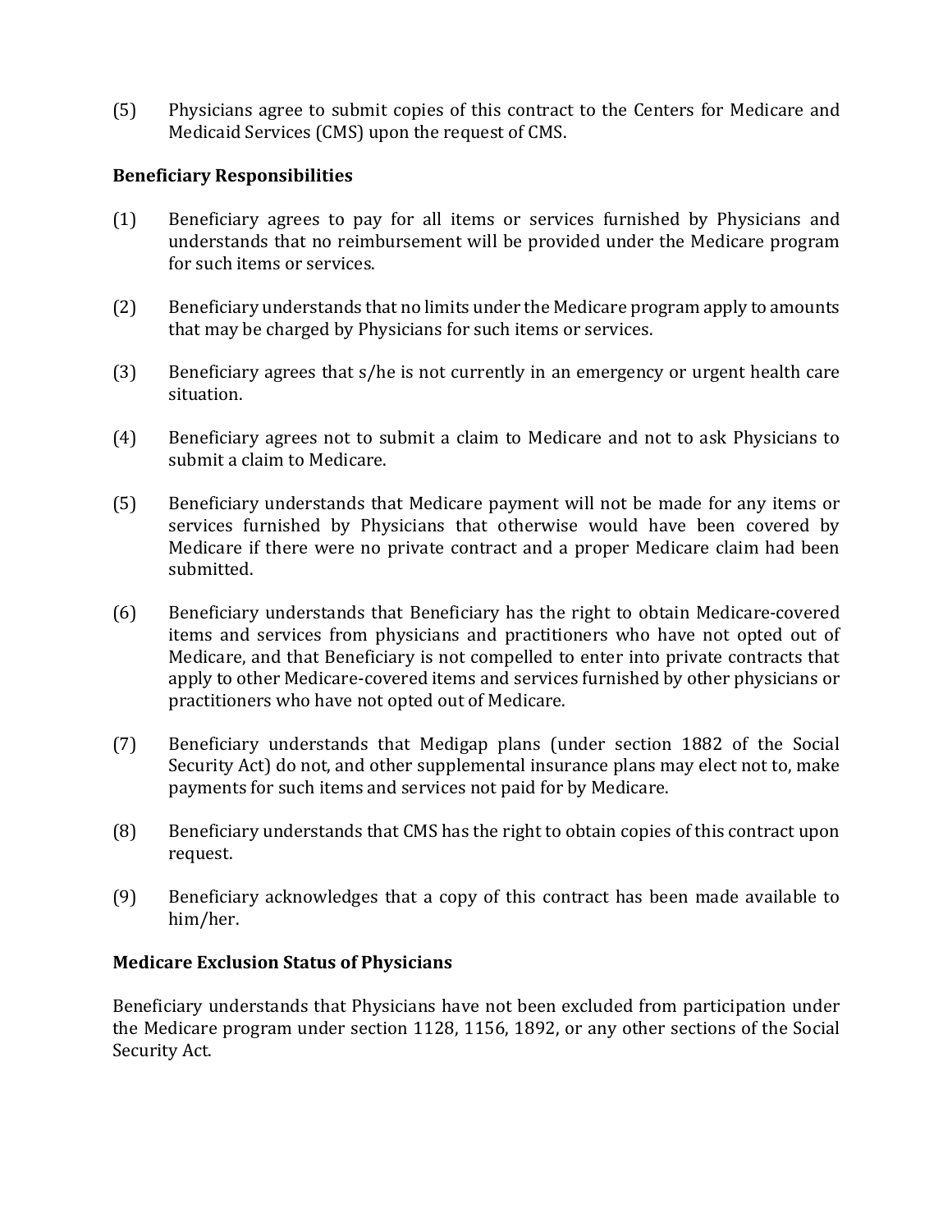(5) Physicians agree to submit copies of this contract to the Centers for Medicare and Medicaid Services (CMS) upon the request of CMS.

**Beneficiary Responsibilities**

(1) Beneficiary agrees to pay for all items or services furnished by Physicians and understands that no reimbursement will be provided under the Medicare program for such items or services.

(2) Beneficiary understands that no limits under the Medicare program apply to amounts that may be charged by Physicians for such items or services.

(3) Beneficiary agrees that s/he is not currently in an emergency or urgent health care situation.

(4) Beneficiary agrees not to submit a claim to Medicare and not to ask Physicians to submit a claim to Medicare.

(5) Beneficiary understands that Medicare payment will not be made for any items or services furnished by Physicians that otherwise would have been covered by Medicare if there were no private contract and a proper Medicare claim had been submitted.

(6) Beneficiary understands that Beneficiary has the right to obtain Medicare-covered items and services from physicians and practitioners who have not opted out of Medicare, and that Beneficiary is not compelled to enter into private contracts that apply to other Medicare-covered items and services furnished by other physicians or practitioners who have not opted out of Medicare.

(7) Beneficiary understands that Medigap plans (under section 1882 of the Social Security Act) do not, and other supplemental insurance plans may elect not to, make payments for such items and services not paid for by Medicare.

(8) Beneficiary understands that CMS has the right to obtain copies of this contract upon request.

(9) Beneficiary acknowledges that a copy of this contract has been made available to him/her.

**Medicare Exclusion Status of Physicians**

Beneficiary understands that Physicians have not been excluded from participation under the Medicare program under section 1128, 1156, 1892, or any other sections of the Social Security Act.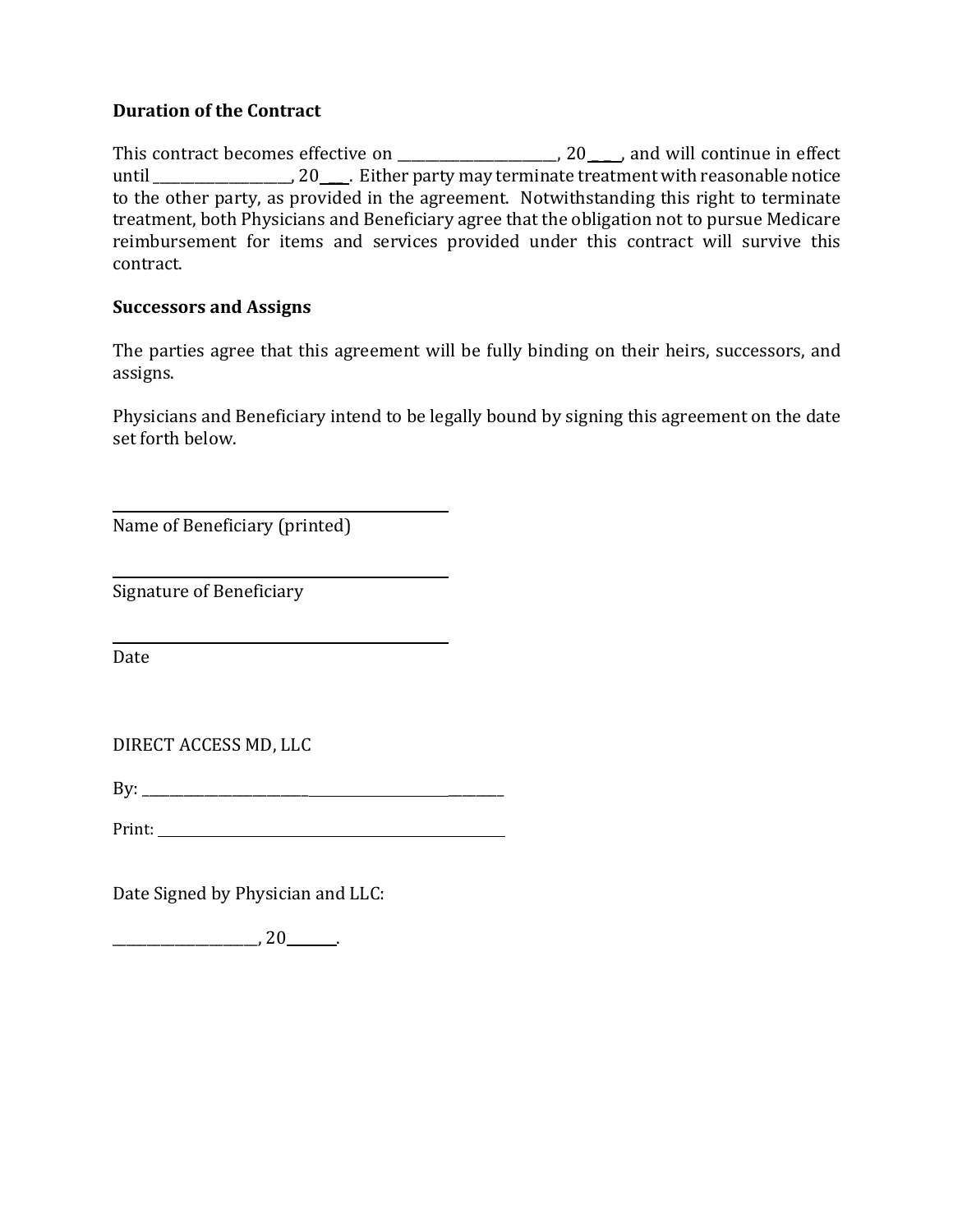**Duration of the Contract**

This contract becomes effective on _______________________, 20____, and will continue in effect until ____________________, 20____. Either party may terminate treatment with reasonable notice to the other party, as provided in the agreement. Notwithstanding this right to terminate treatment, both Physicians and Beneficiary agree that the obligation not to pursue Medicare reimbursement for items and services provided under this contract will survive this contract.

**Successors and Assigns**

The parties agree that this agreement will be fully binding on their heirs, successors, and assigns.

Physicians and Beneficiary intend to be legally bound by signing this agreement on the date set forth below.

______________________________________
Name of Beneficiary (printed)

______________________________________
Signature of Beneficiary

______________________________________
Date

DIRECT ACCESS MD, LLC

By: ______________________________________________

Print: ____________________________________________

Date Signed by Physician and LLC:

_____________________, 20_______.